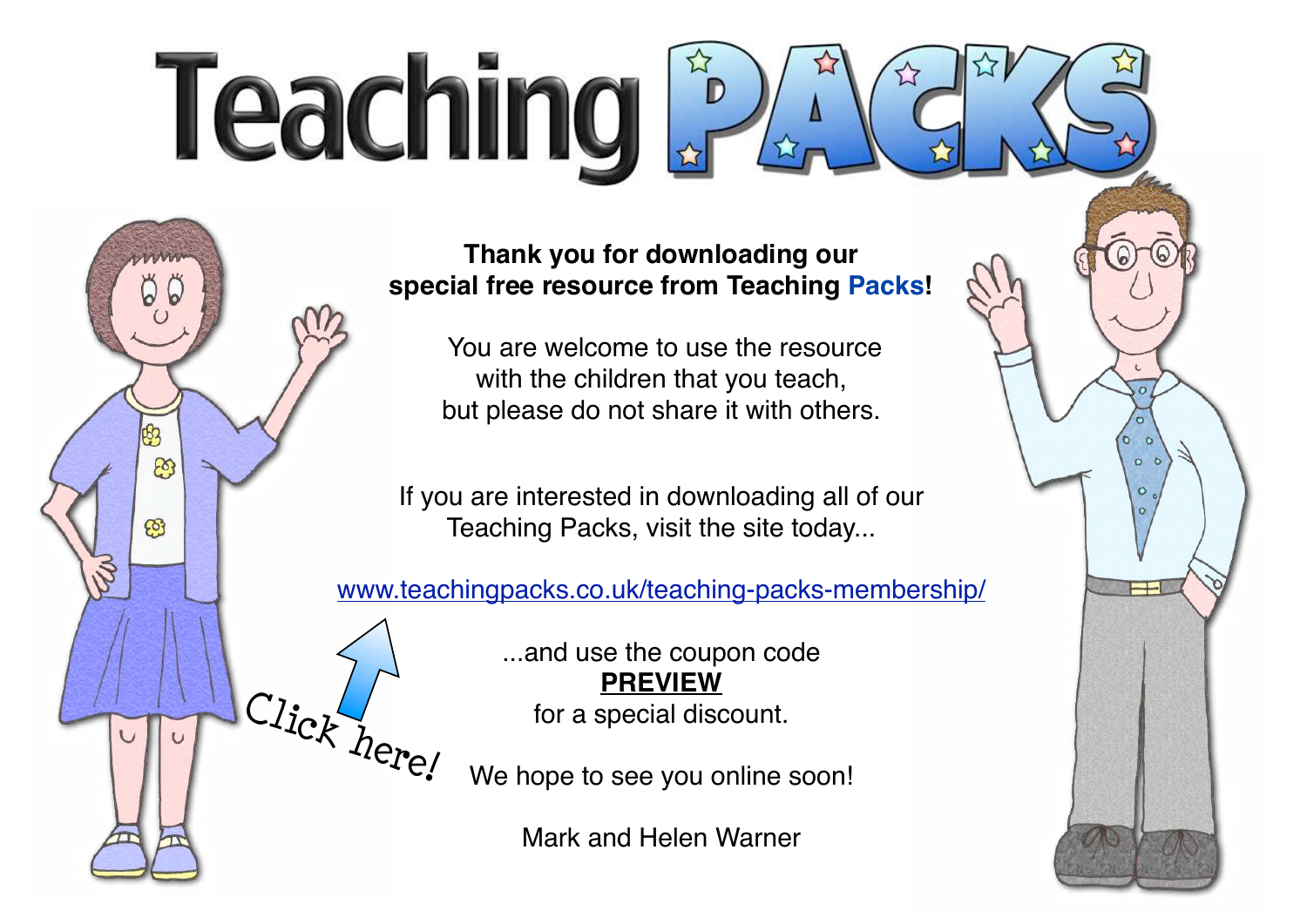# Teaching PACKS

**Thank you for downloading our special free resource from Teaching Packs!**

You are welcome to use the resource with the children that you teach, but please do not share it with others.

If you are interested in downloading all of our Teaching Packs, visit the site today...

[www.teachingpacks.co.uk/teaching-packs-membership/](http://www.teachingpacks.co.uk/teaching-packs-membership/)

Click here!

...and use the coupon code **PREVIEW** for a special discount.

We hope to see you online soon!

Mark and Helen Warner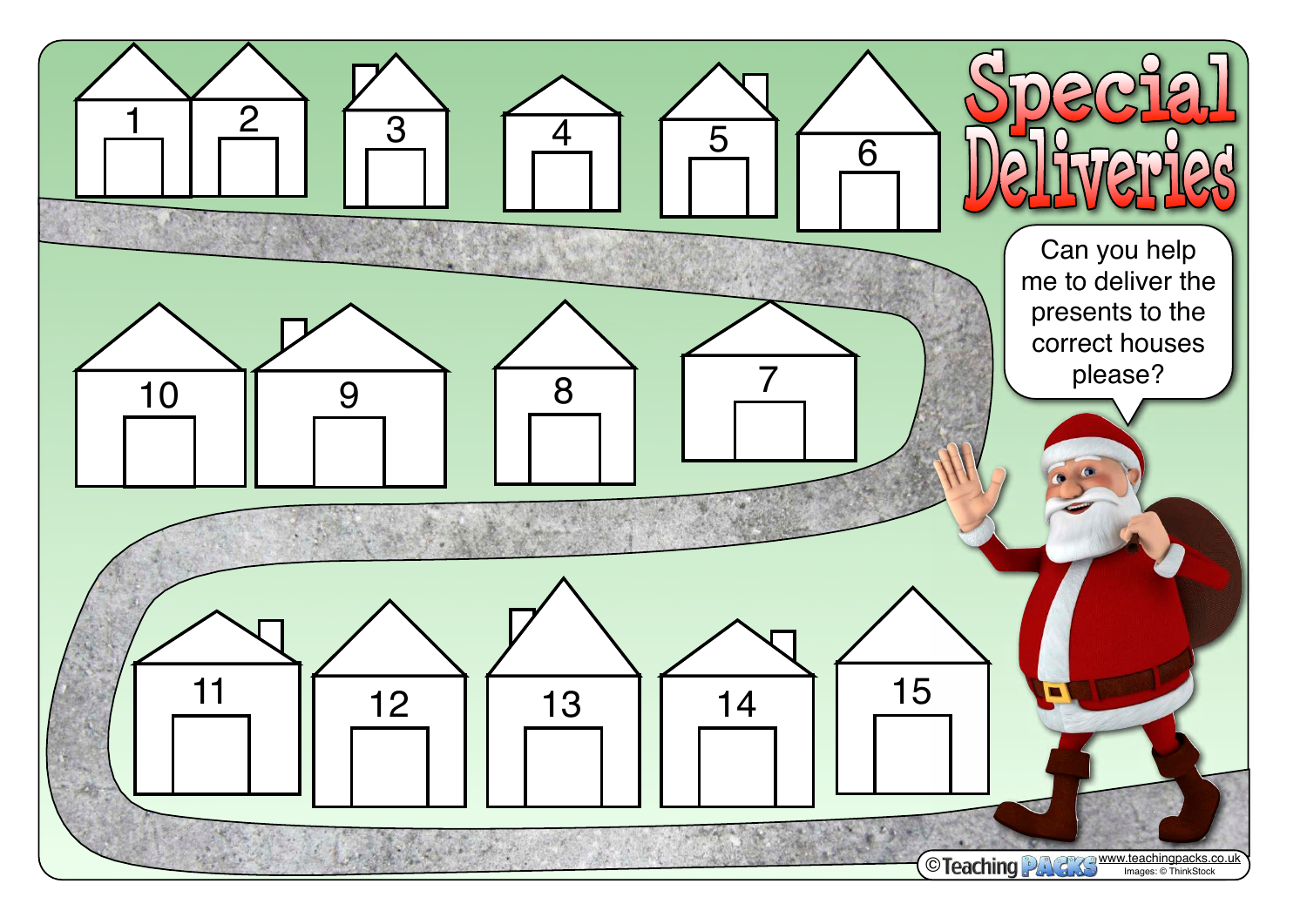# Special Deliveries

Can you help me to deliver the presents to the correct houses please?

1 2 3 4 5 6

10 9 8 7

11 12 13 14 15

©Teaching PACKS www.teachingpacks.co.uk Images: © ThinkStock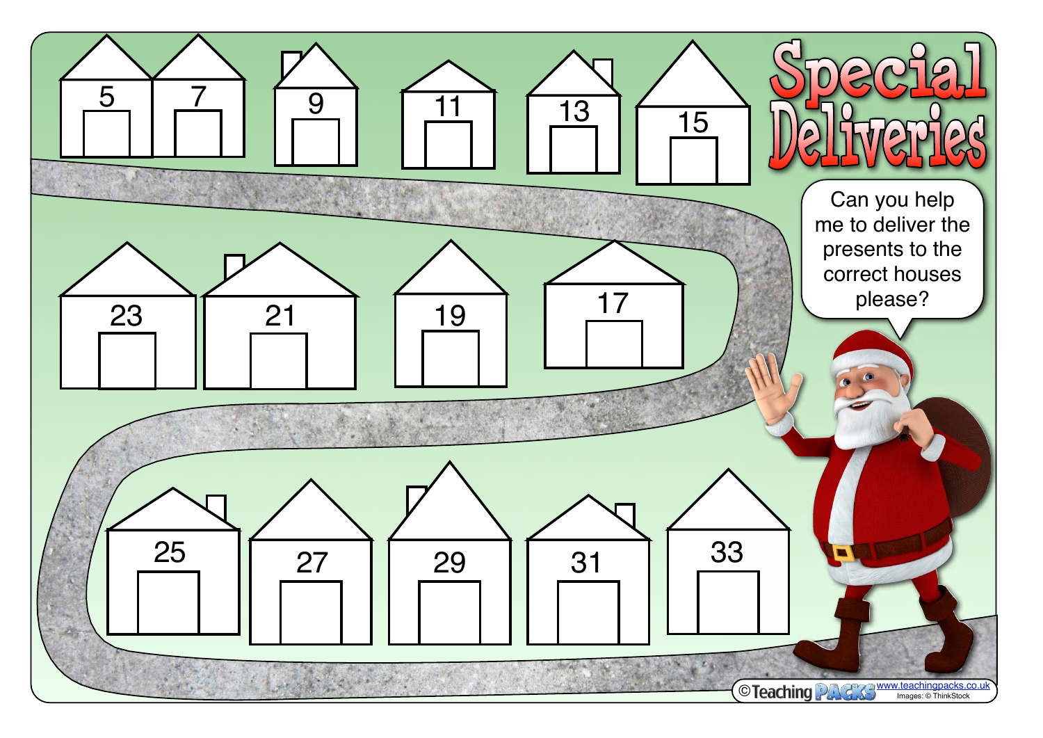# Special Deliveries

Can you help me to deliver the presents to the correct houses please?

5 7 9 11 13 15

23 21 19 17

25 27 29 31 33

©Teaching PACKS www.teachingpacks.co.uk Images: © ThinkStock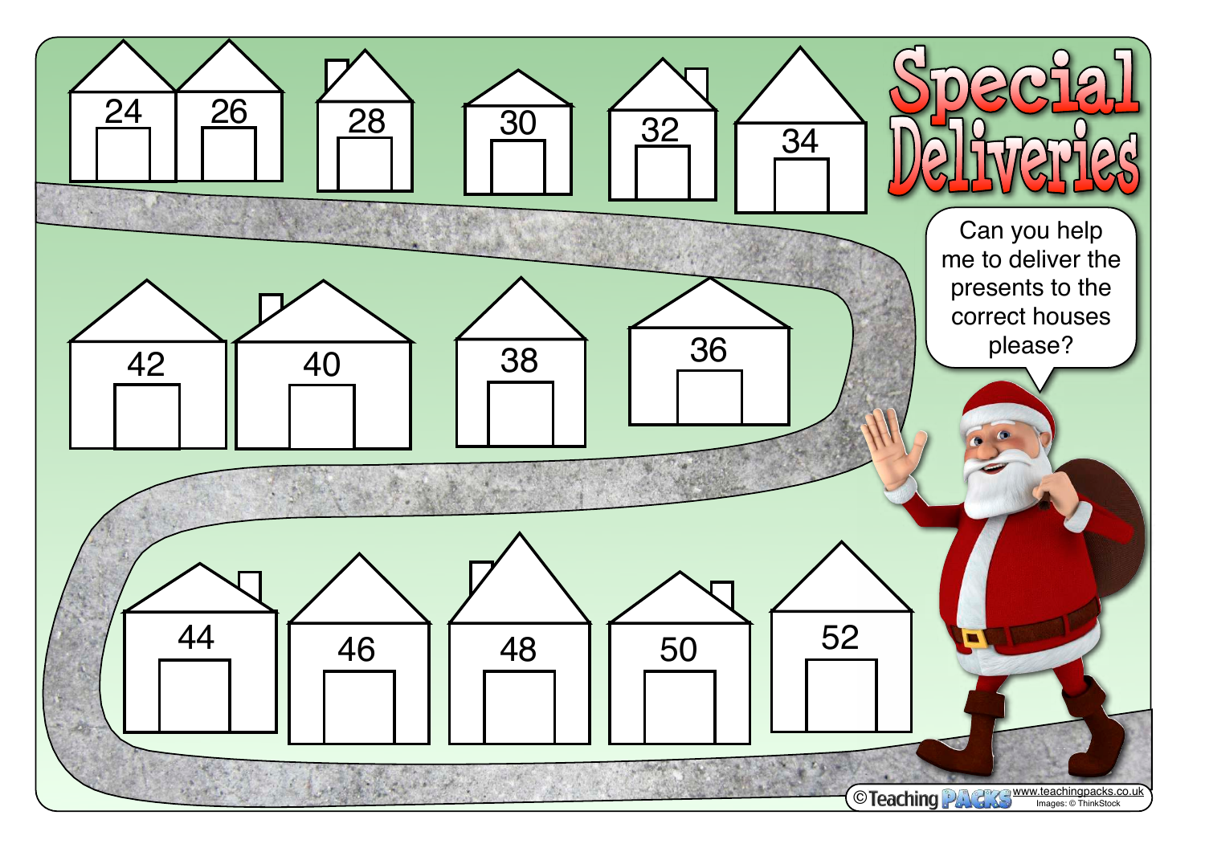# Special Deliveries

Can you help me to deliver the presents to the correct houses please?

24 26 28 30 32 34

42 40 38 36

44 46 48 50 52

©Teaching PACKS www.teachingpacks.co.uk Images: © ThinkStock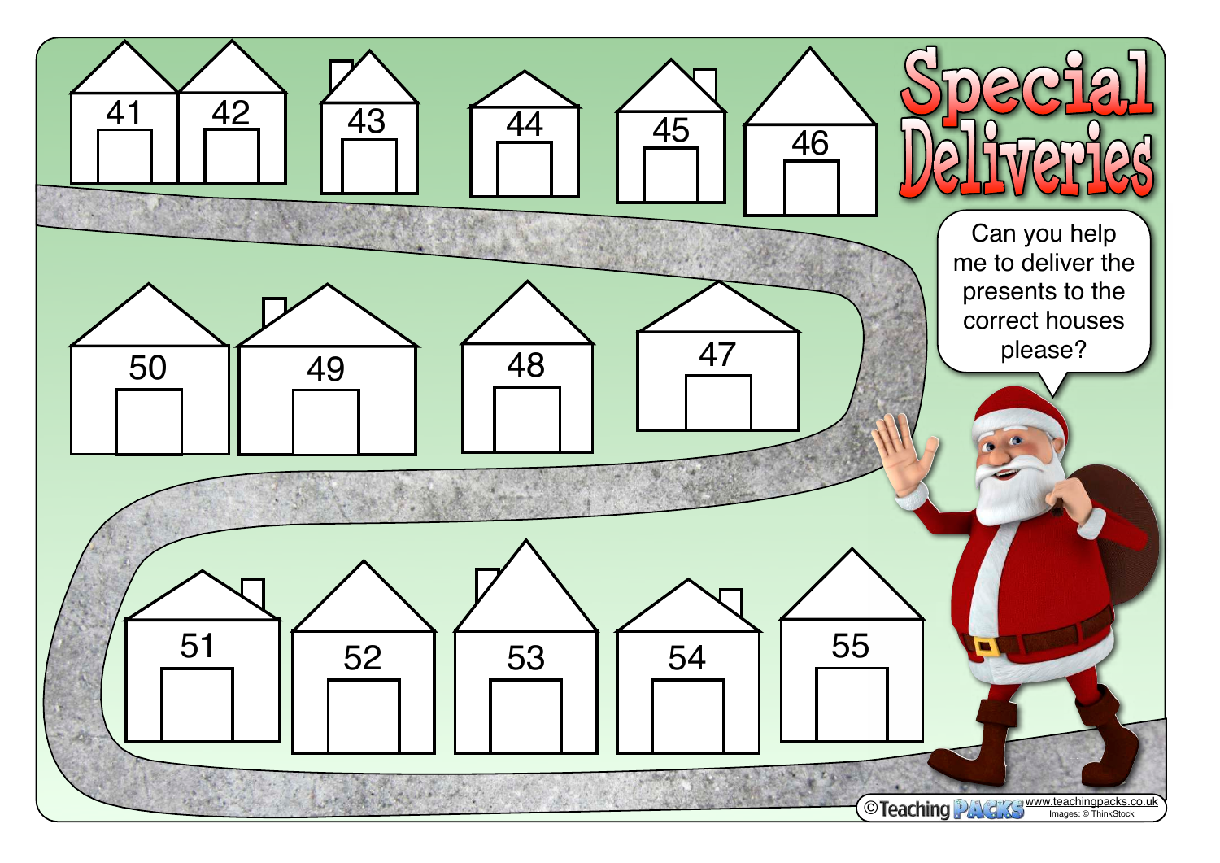# Special Deliveries

Can you help me to deliver the presents to the correct houses please?

41 42 43 44 45 46

50 49 48 47

51 52 53 54 55

©Teaching PACKS www.teachingpacks.co.uk Images: © ThinkStock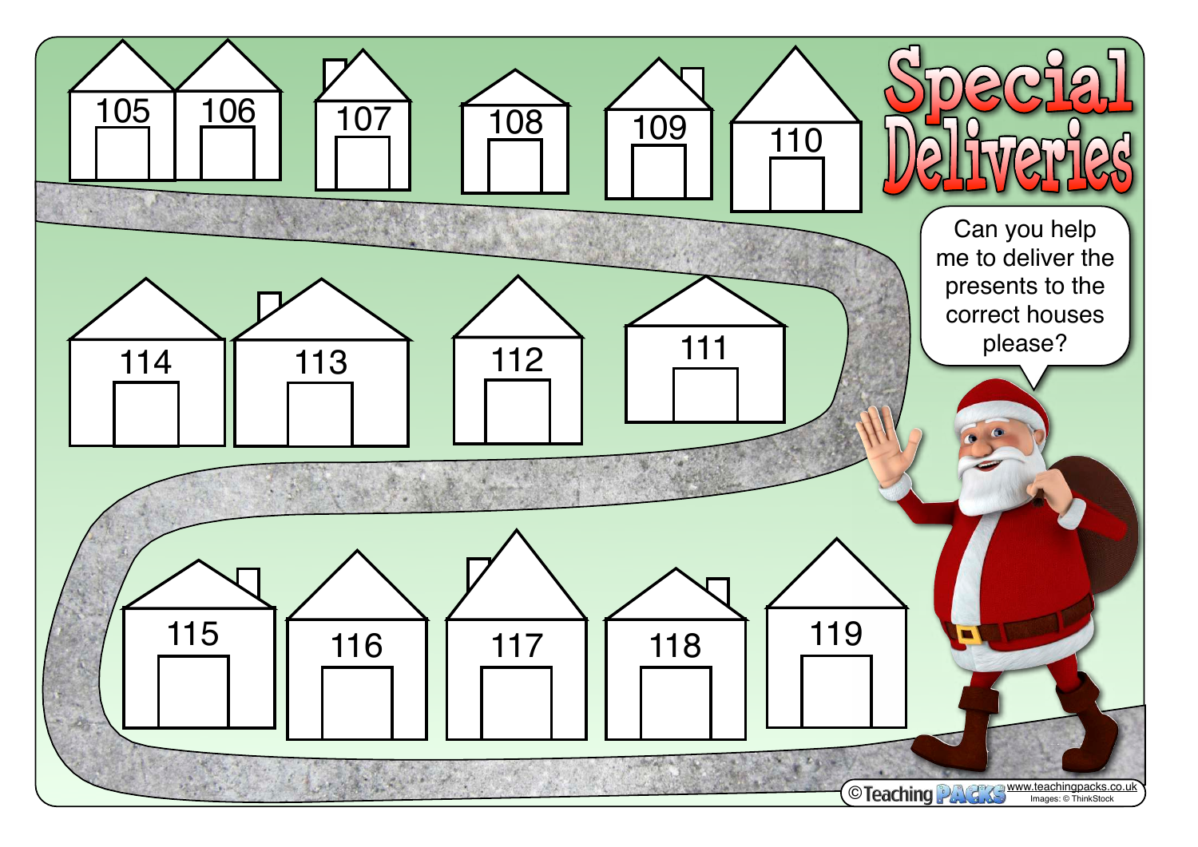# Special Deliveries

Can you help me to deliver the presents to the correct houses please?

105 106 107 108 109 110

114 113 112 111

115 116 117 118 119

©Teaching PACKS www.teachingpacks.co.uk Images: © ThinkStock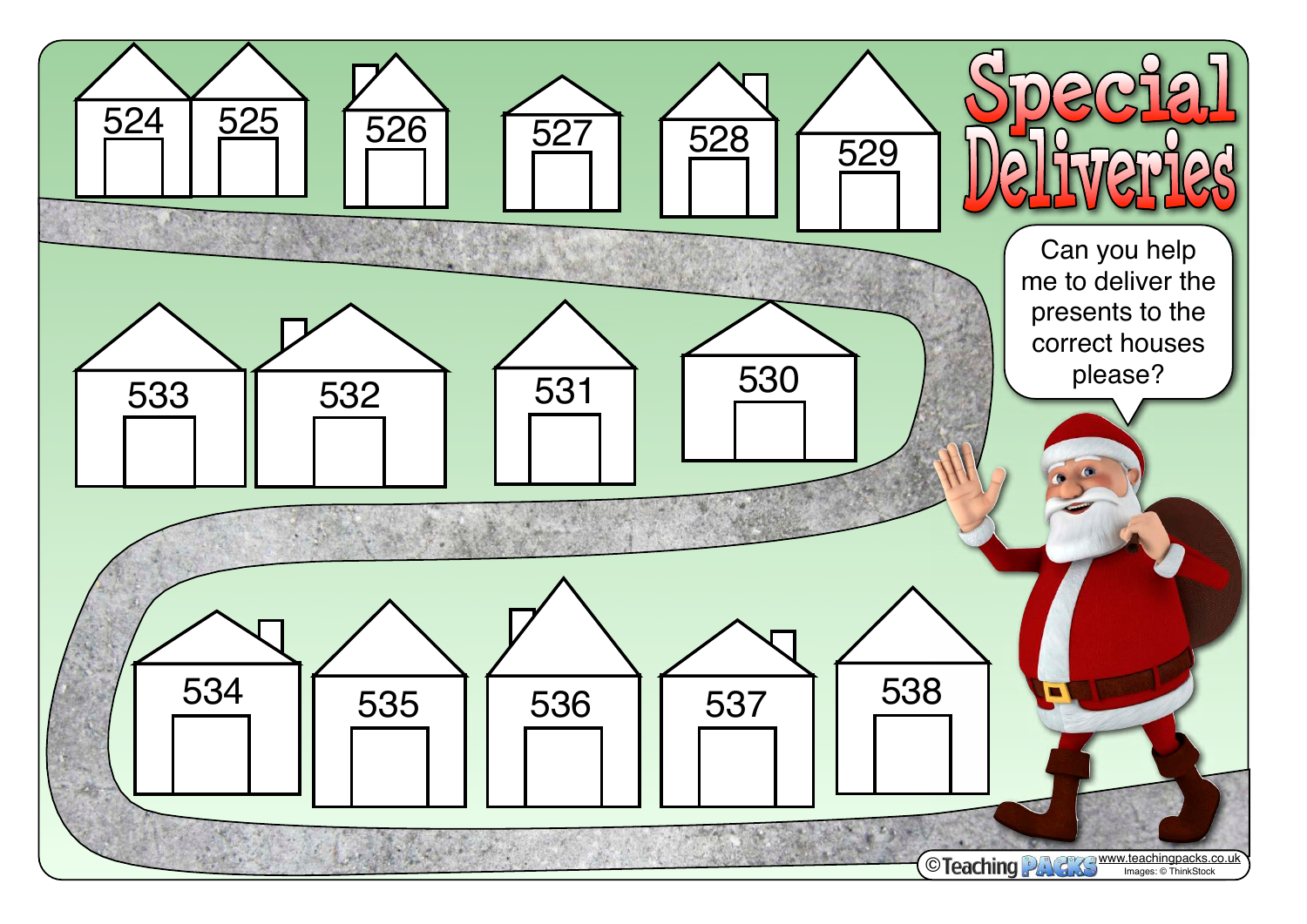# Special Deliveries

Can you help me to deliver the presents to the correct houses please?

524 525 526 527 528 529

533 532 531 530

534 535 536 537 538

©Teaching PACKS www.teachingpacks.co.uk Images: © ThinkStock